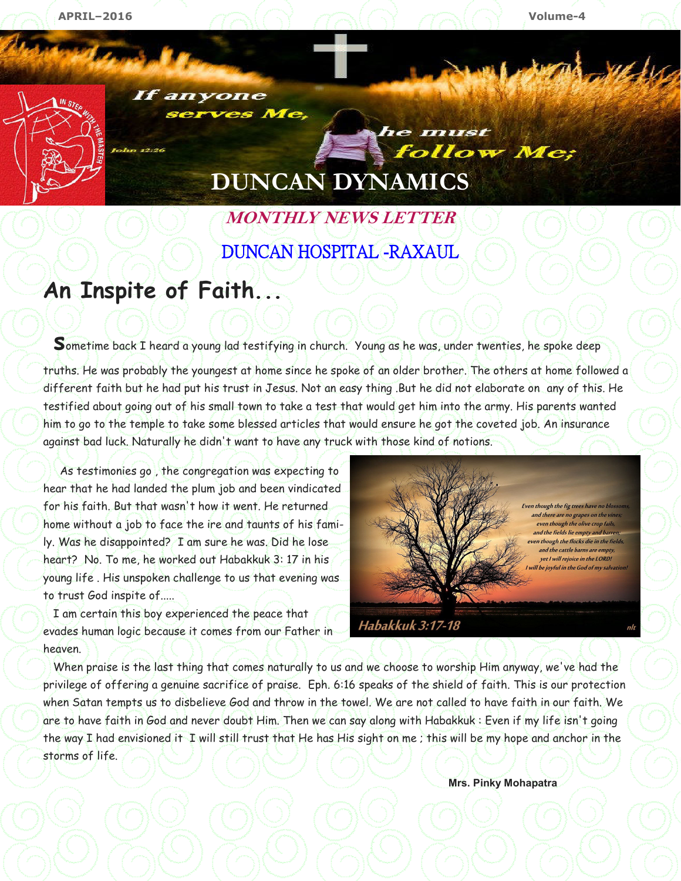APRIL–2016 Volume-4

If anyone serves Me, he must follow Me;

John 12:26

# DUNCAN DYNAMICS

## *MONTHLY NEWS LETTER*

## DUNCAN HOSPITAL -RAXAUL

# An Inspite of Faith...

Sometime back I heard a young lad testifying in church. Young as he was, under twenties, he spoke deep truths. He was probably the youngest at home since he spoke of an older brother. The others at home followed a different faith but he had put his trust in Jesus. Not an easy thing .But he did not elaborate on any of this. He testified about going out of his small town to take a test that would get him into the army. His parents wanted him to go to the temple to take some blessed articles that would ensure he got the coveted job. An insurance against bad luck. Naturally he didn't want to have any truck with those kind of notions.

As testimonies go , the congregation was expecting to hear that he had landed the plum job and been vindicated for his faith. But that wasn't how it went. He returned home without a job to face the ire and taunts of his family. Was he disappointed? I am sure he was. Did he lose heart? No. To me, he worked out Habakkuk 3: 17 in his young life . His unspoken challenge to us that evening was to trust God inspite of.....

I am certain this boy experienced the peace that evades human logic because it comes from our Father in heaven.

*Even though the fig trees have no blossoms, and there are no grapes on the vines; even though the olive crop fails, and the fields lie empty and barren; even though the flocks die in the fields, and the cattle barns are empty, yet I will rejoice in the LORD! I will be joyful in the God of my salvation!*

*Habakkuk 3:17-18* nlt

When praise is the last thing that comes naturally to us and we choose to worship Him anyway, we've had the privilege of offering a genuine sacrifice of praise. Eph. 6:16 speaks of the shield of faith. This is our protection when Satan tempts us to disbelieve God and throw in the towel. We are not called to have faith in our faith. We are to have faith in God and never doubt Him. Then we can say along with Habakkuk : Even if my life isn't going the way I had envisioned it I will still trust that He has His sight on me ; this will be my hope and anchor in the storms of life.

**Mrs. Pinky Mohapatra**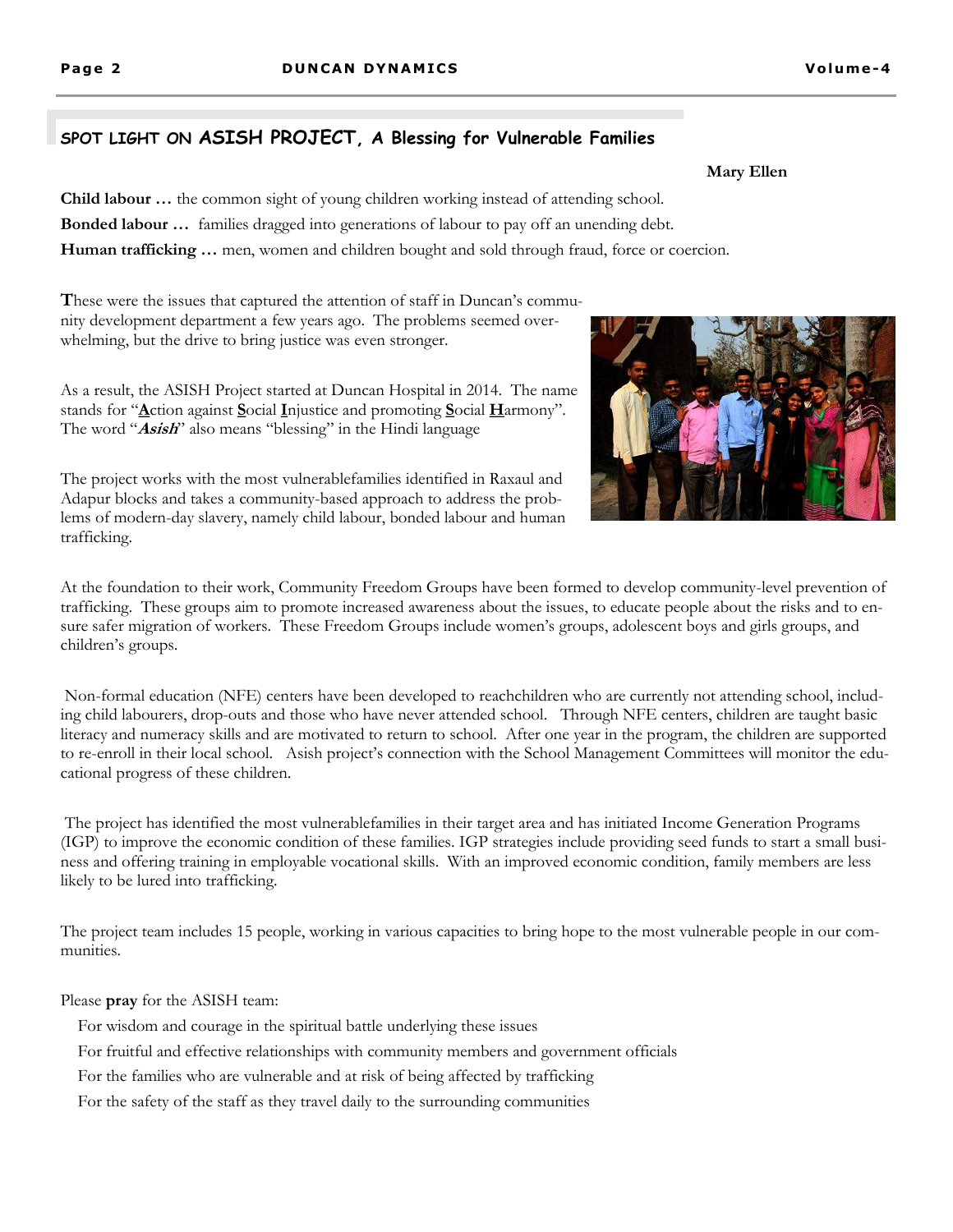## SPOT LIGHT ON ASISH PROJECT, A Blessing for Vulnerable Families

**Mary Ellen**

**Child labour …** the common sight of young children working instead of attending school.

**Bonded labour …** families dragged into generations of labour to pay off an unending debt.

**Human trafficking …** men, women and children bought and sold through fraud, force or coercion.

These were the issues that captured the attention of staff in Duncan's community development department a few years ago. The problems seemed overwhelming, but the drive to bring justice was even stronger.

As a result, the ASISH Project started at Duncan Hospital in 2014. The name stands for "**A**ction against **S**ocial **I**njustice and promoting **S**ocial **H**armony". The word "***Asish***" also means "blessing" in the Hindi language

The project works with the most vulnerablefamilies identified in Raxaul and Adapur blocks and takes a community-based approach to address the problems of modern-day slavery, namely child labour, bonded labour and human trafficking.

At the foundation to their work, Community Freedom Groups have been formed to develop community-level prevention of trafficking. These groups aim to promote increased awareness about the issues, to educate people about the risks and to ensure safer migration of workers. These Freedom Groups include women's groups, adolescent boys and girls groups, and children's groups.

Non-formal education (NFE) centers have been developed to reachchildren who are currently not attending school, including child labourers, drop-outs and those who have never attended school. Through NFE centers, children are taught basic literacy and numeracy skills and are motivated to return to school. After one year in the program, the children are supported to re-enroll in their local school. Asish project's connection with the School Management Committees will monitor the educational progress of these children.

The project has identified the most vulnerablefamilies in their target area and has initiated Income Generation Programs (IGP) to improve the economic condition of these families. IGP strategies include providing seed funds to start a small business and offering training in employable vocational skills. With an improved economic condition, family members are less likely to be lured into trafficking.

The project team includes 15 people, working in various capacities to bring hope to the most vulnerable people in our communities.

Please **pray** for the ASISH team:

For wisdom and courage in the spiritual battle underlying these issues

For fruitful and effective relationships with community members and government officials

For the families who are vulnerable and at risk of being affected by trafficking

For the safety of the staff as they travel daily to the surrounding communities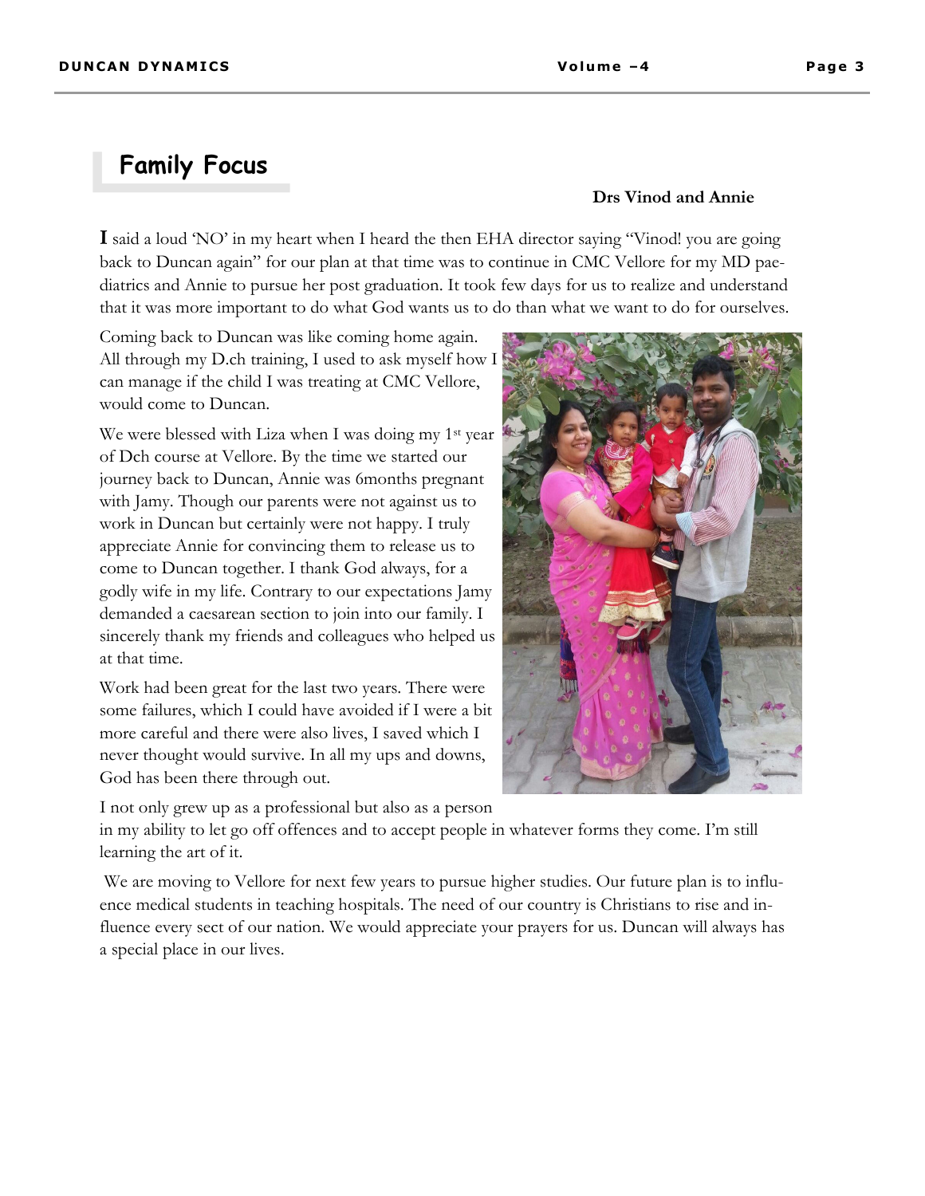## Family Focus

**Drs Vinod and Annie**

I said a loud 'NO' in my heart when I heard the then EHA director saying "Vinod! you are going back to Duncan again" for our plan at that time was to continue in CMC Vellore for my MD paediatrics and Annie to pursue her post graduation. It took few days for us to realize and understand that it was more important to do what God wants us to do than what we want to do for ourselves.

Coming back to Duncan was like coming home again. All through my D.ch training, I used to ask myself how I can manage if the child I was treating at CMC Vellore, would come to Duncan.

We were blessed with Liza when I was doing my 1st year of Dch course at Vellore. By the time we started our journey back to Duncan, Annie was 6months pregnant with Jamy. Though our parents were not against us to work in Duncan but certainly were not happy. I truly appreciate Annie for convincing them to release us to come to Duncan together. I thank God always, for a godly wife in my life. Contrary to our expectations Jamy demanded a caesarean section to join into our family. I sincerely thank my friends and colleagues who helped us at that time.

Work had been great for the last two years. There were some failures, which I could have avoided if I were a bit more careful and there were also lives, I saved which I never thought would survive. In all my ups and downs, God has been there through out.

I not only grew up as a professional but also as a person in my ability to let go off offences and to accept people in whatever forms they come. I'm still learning the art of it.

We are moving to Vellore for next few years to pursue higher studies. Our future plan is to influence medical students in teaching hospitals. The need of our country is Christians to rise and influence every sect of our nation. We would appreciate your prayers for us. Duncan will always has a special place in our lives.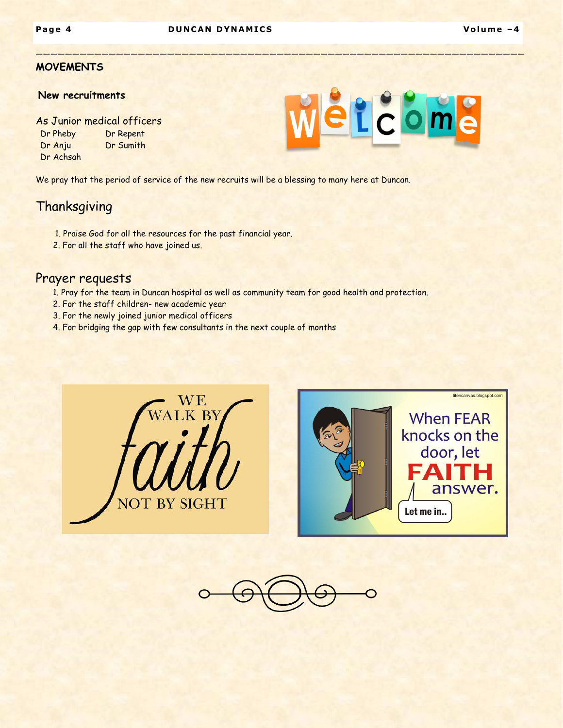## MOVEMENTS

### New recruitments

As Junior medical officers

Dr Pheby
Dr Repent
Dr Anju
Dr Sumith
Dr Achsah

We pray that the period of service of the new recruits will be a blessing to many here at Duncan.

## Thanksgiving

1. Praise God for all the resources for the past financial year.
2. For all the staff who have joined us.

## Prayer requests

1. Pray for the team in Duncan hospital as well as community team for good health and protection.
2. For the staff children- new academic year
3. For the newly joined junior medical officers
4. For bridging the gap with few consultants in the next couple of months